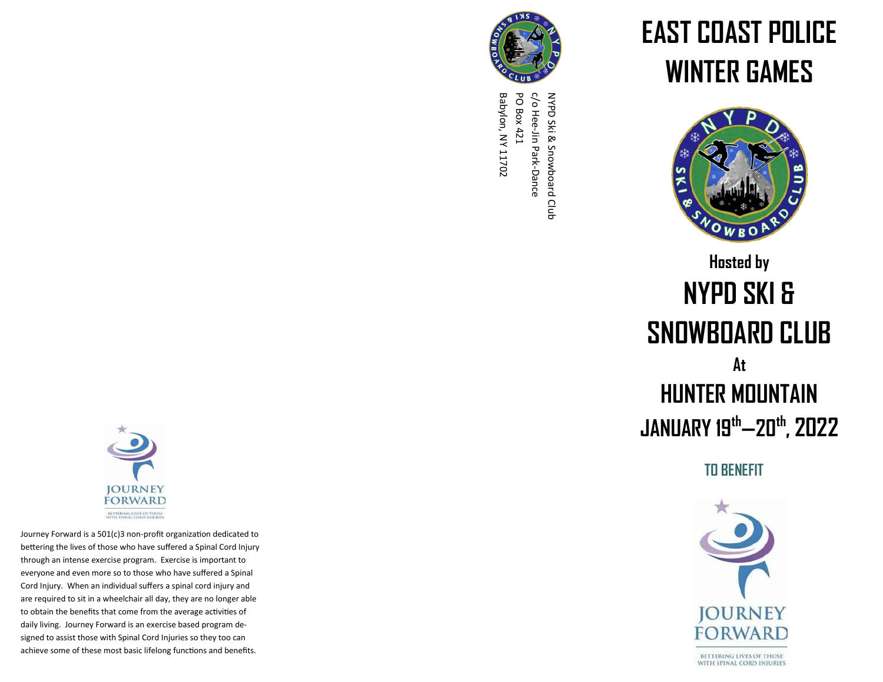Journey Forward is a 501(c)3 non-profit organization dedicated to bettering the lives of those who have suffered a Spinal Cord Injury through an intense exercise program. Exercise is important to everyone and even more so to those who have suffered a Spinal Cord Injury. When an individual suffers a spinal cord injury and are required to sit in a wheelchair all day, they are no longer able to obtain the benefits that come from the average activities of daily living. Journey Forward is an exercise based program designed to assist those with Spinal Cord Injuries so they too can achieve some of these most basic lifelong functions and benefits.

NYPD Ski & Snowboard Club
c/o Hee-Jin Park-Dance
PO Box 421
Babylon, NY 11702

# EAST COAST POLICE WINTER GAMES

**Hosted by**

## NYPD SKI & SNOWBOARD CLUB

**At**

## HUNTER MOUNTAIN

## JANUARY 19th–20th, 2022

**TO BENEFIT**

JOURNEY FORWARD

BETTERING LIVES OF THOSE WITH SPINAL CORD INJURIES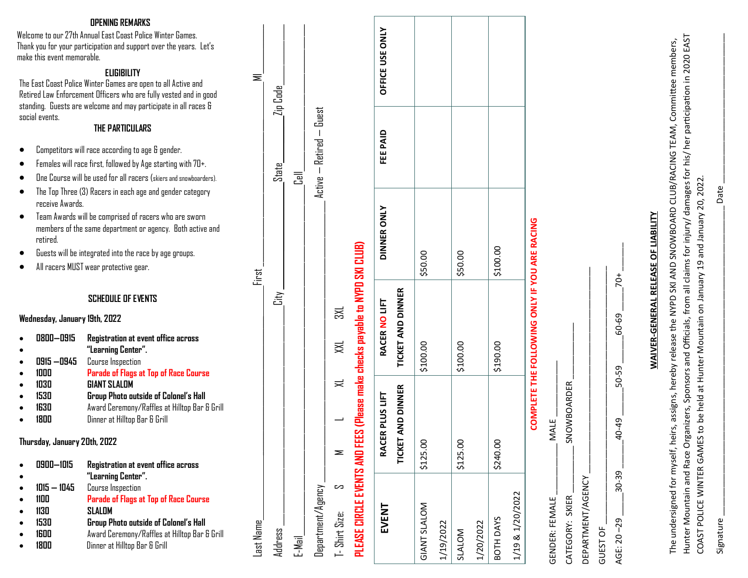## OPENING REMARKS

Welcome to our 27th Annual East Coast Police Winter Games. Thank you for your participation and support over the years. Let's make this event memorable.

## ELIGIBILITY

The East Coast Police Winter Games are open to all Active and Retired Law Enforcement Officers who are fully vested and in good standing. Guests are welcome and may participate in all races & social events.

## THE PARTICULARS

- Competitors will race according to age & gender.
- Females will race first, followed by Age starting with 70+.
- One Course will be used for all racers (skiers and snowboarders).
- The Top Three (3) Racers in each age and gender category receive Awards.
- Team Awards will be comprised of racers who are sworn members of the same department or agency. Both active and retired.
- Guests will be integrated into the race by age groups.
- All racers MUST wear protective gear.

## SCHEDULE OF EVENTS

**Wednesday, January 19th, 2022**

- **0800—0915** **Registration at event office across "Learning Center".**
- **0915 —0945** Course Inspection
- **1000** **Parade of Flags at Top of Race Course**
- **1030** **GIANT SLALOM**
- **1530** **Group Photo outside of Colonel's Hall**
- **1630** Award Ceremony/Raffles at Hilltop Bar & Grill
- **1800** Dinner at Hilltop Bar & Grill

**Thursday, January 20th, 2022**

- **0900—1015** **Registration at event office across "Learning Center".**
- **1015 – 1045** Course Inspection
- **1100** **Parade of Flags at Top of Race Course**
- **1130** **SLALOM**
- **1530** **Group Photo outside of Colonel's Hall**
- **1600** Award Ceremony/Raffles at Hilltop Bar & Grill
- **1800** Dinner at Hilltop Bar & Grill

Last Name ____________________ First ____________________ MI ____

Address ____________________ City ____________ State ______ Zip Code ______

E-Mail ____________________ Cell ____________

Department/Agency ____________________ Active — Retired — Guest

T- Shirt Size: S M L XL XXL 3XL

**PLEASE CIRCLE EVENTS AND FEES (Please make checks payable to NYPD SKI CLUB)**

| EVENT | RACER PLUS LIFT TICKET AND DINNER | RACER NO LIFT TICKET AND DINNER | DINNER ONLY | FEE PAID | OFFICE USE ONLY |
|---|---|---|---|---|---|
| GIANT SLALOM 1/19/2022 | $125.00 | $100.00 | $50.00 | | |
| SLALOM 1/20/2022 | $125.00 | $100.00 | $50.00 | | |
| BOTH DAYS 1/19 & 1/20/2022 | $240.00 | $190.00 | $100.00 | | |

**COMPLETE THE FOLLOWING ONLY IF YOU ARE RACING**

GENDER: FEMALE ______ MALE ______

CATEGORY: SKIER ______ SNOWBOARDER ______

DEPARTMENT/AGENCY ____________________

GUEST OF ____________________

AGE: 20 –29 ____ 30-39 ____ 40-49 ____ 50-59 ____ 60-69 ____ 70+ ____

**WAIVER-GENERAL RELEASE OF LIABILITY**

The undersigned for myself, heirs, assigns, hereby release the NYPD SKI AND SNOWBOARD CLUB/RACING TEAM, Committee members, Hunter Mountain and Race Organizers, Sponsors and Officials, from all claims for injury/ damages for his/ her participation in 2020 EAST COAST POLICE WINTER GAMES to be held at Hunter Mountain on January 19 and January 20, 2022.

Signature ____________________ Date ____________